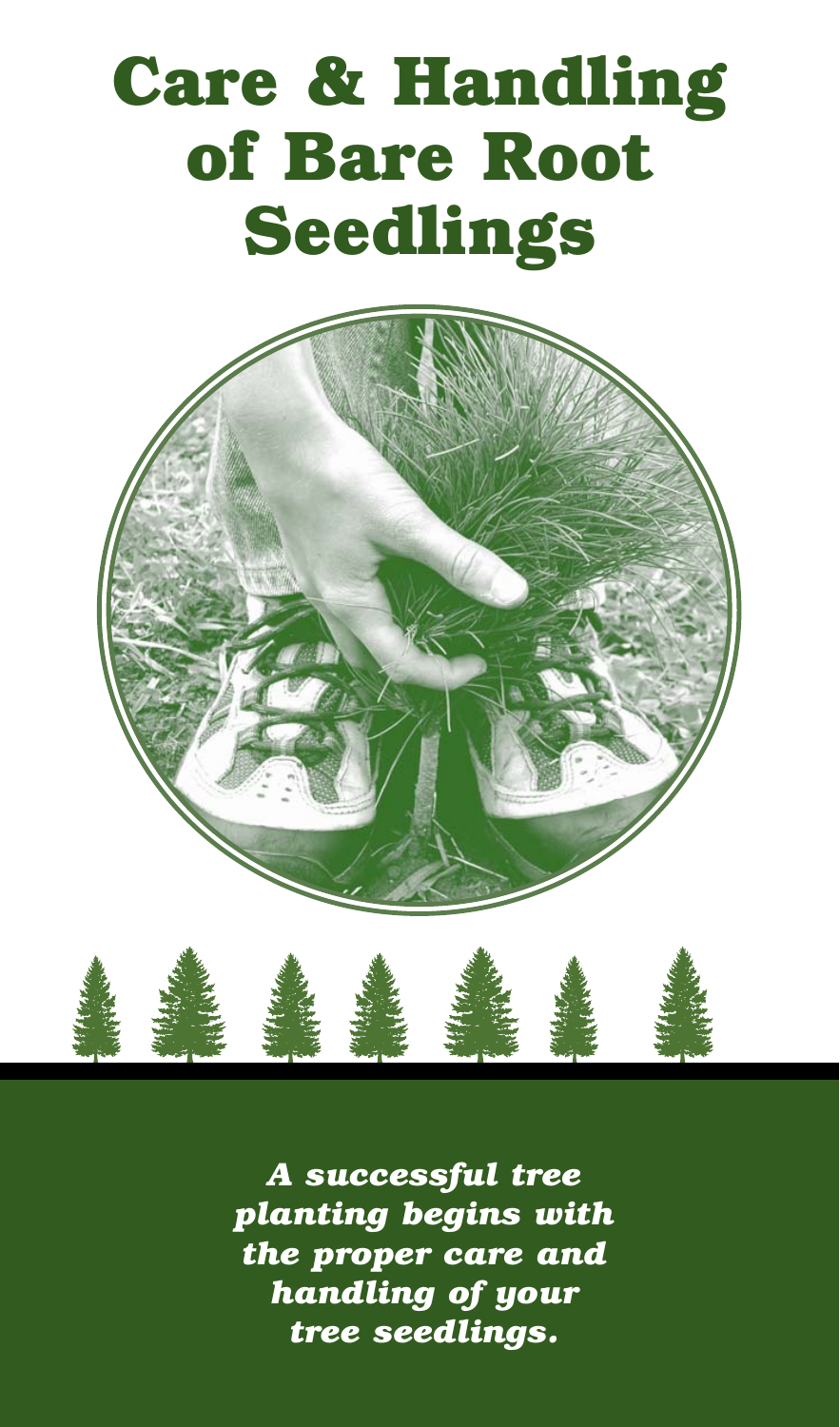# Care & Handling of Bare Root Seedlings

*A successful tree planting begins with the proper care and handling of your tree seedlings.*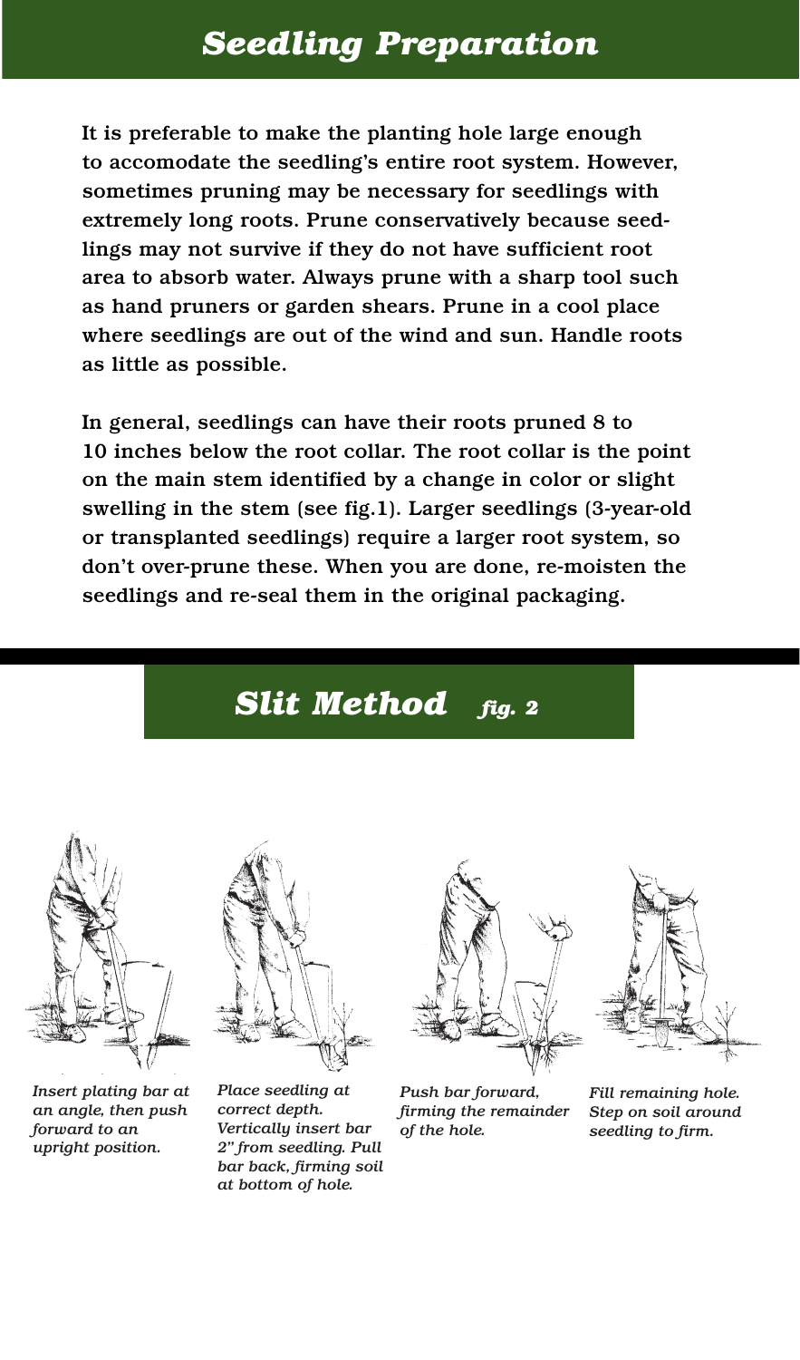# *Seedling Preparation*

It is preferable to make the planting hole large enough to accomodate the seedling's entire root system. However, sometimes pruning may be necessary for seedlings with extremely long roots. Prune conservatively because seedlings may not survive if they do not have sufficient root area to absorb water. Always prune with a sharp tool such as hand pruners or garden shears. Prune in a cool place where seedlings are out of the wind and sun. Handle roots as little as possible.

In general, seedlings can have their roots pruned 8 to 10 inches below the root collar. The root collar is the point on the main stem identified by a change in color or slight swelling in the stem (see fig.1). Larger seedlings (3-year-old or transplanted seedlings) require a larger root system, so don't over-prune these. When you are done, re-moisten the seedlings and re-seal them in the original packaging.

# *Slit Method* *fig. 2*

*Insert plating bar at an angle, then push forward to an upright position.*

*Place seedling at correct depth. Vertically insert bar 2" from seedling. Pull bar back, firming soil at bottom of hole.*

*Push bar forward, firming the remainder of the hole.*

*Fill remaining hole. Step on soil around seedling to firm.*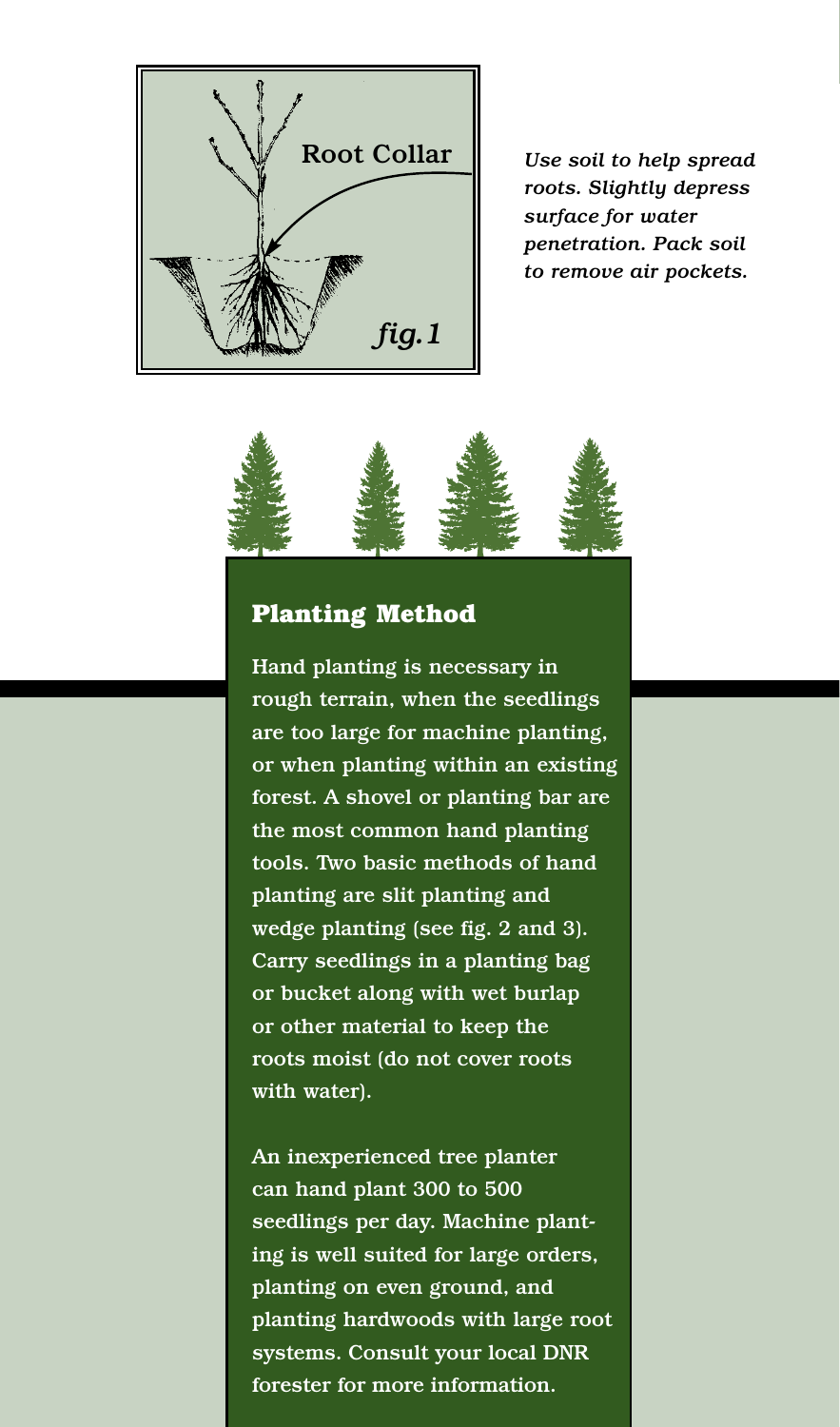Root Collar

*fig.1*

*Use soil to help spread roots. Slightly depress surface for water penetration. Pack soil to remove air pockets.*

## Planting Method

Hand planting is necessary in rough terrain, when the seedlings are too large for machine planting, or when planting within an existing forest. A shovel or planting bar are the most common hand planting tools. Two basic methods of hand planting are slit planting and wedge planting (see fig. 2 and 3). Carry seedlings in a planting bag or bucket along with wet burlap or other material to keep the roots moist (do not cover roots with water).

An inexperienced tree planter can hand plant 300 to 500 seedlings per day. Machine planting is well suited for large orders, planting on even ground, and planting hardwoods with large root systems. Consult your local DNR forester for more information.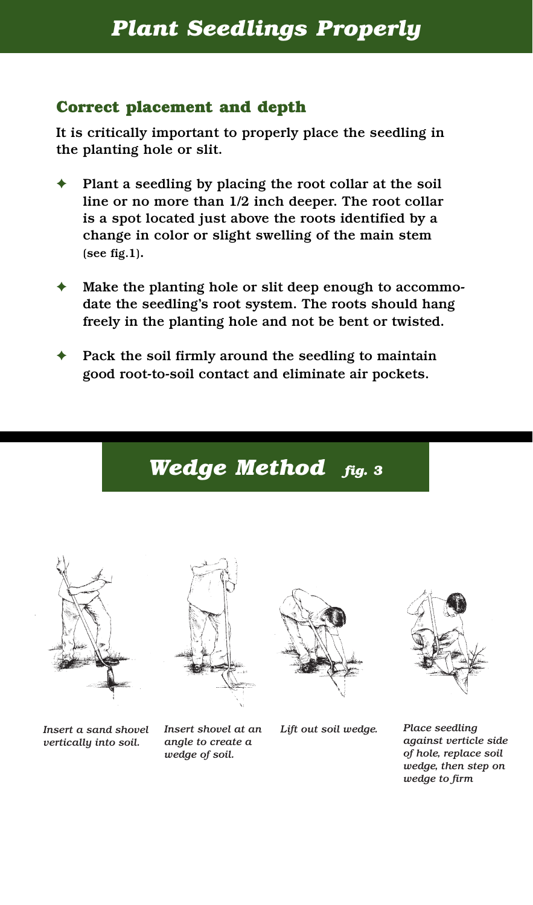# *Plant Seedlings Properly*

## Correct placement and depth

**It is critically important to properly place the seedling in the planting hole or slit.**

- **Plant a seedling by placing the root collar at the soil line or no more than 1/2 inch deeper. The root collar is a spot located just above the roots identified by a change in color or slight swelling of the main stem (see fig.1).**
- **Make the planting hole or slit deep enough to accommodate the seedling's root system. The roots should hang freely in the planting hole and not be bent or twisted.**
- **Pack the soil firmly around the seedling to maintain good root-to-soil contact and eliminate air pockets.**

## *Wedge Method* *fig. 3*

*Insert a sand shovel vertically into soil.*

*Insert shovel at an angle to create a wedge of soil.*

*Lift out soil wedge.*

*Place seedling against verticle side of hole, replace soil wedge, then step on wedge to firm*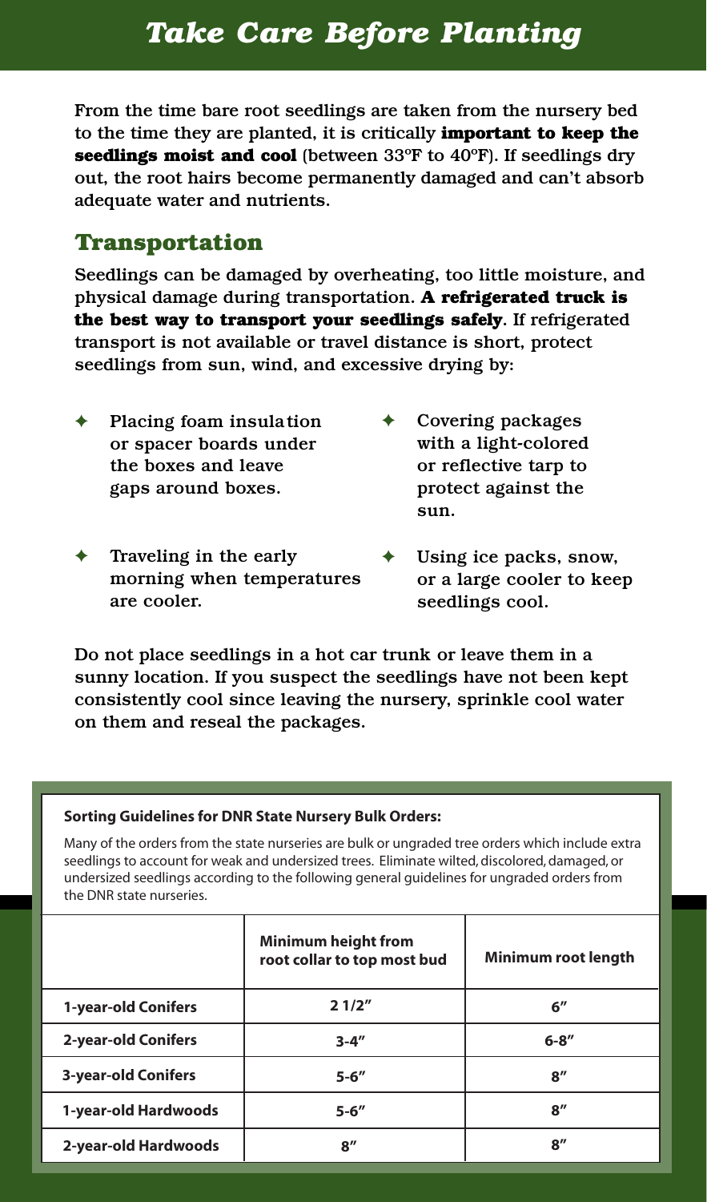# *Take Care Before Planting*

From the time bare root seedlings are taken from the nursery bed to the time they are planted, it is critically **important to keep the seedlings moist and cool** (between 33ºF to 40ºF). If seedlings dry out, the root hairs become permanently damaged and can't absorb adequate water and nutrients.

## Transportation

Seedlings can be damaged by overheating, too little moisture, and physical damage during transportation. **A refrigerated truck is the best way to transport your seedlings safely**. If refrigerated transport is not available or travel distance is short, protect seedlings from sun, wind, and excessive drying by:

- Placing foam insulation or spacer boards under the boxes and leave gaps around boxes.
- Traveling in the early morning when temperatures are cooler.
- Covering packages with a light-colored or reflective tarp to protect against the sun.
- Using ice packs, snow, or a large cooler to keep seedlings cool.

Do not place seedlings in a hot car trunk or leave them in a sunny location. If you suspect the seedlings have not been kept consistently cool since leaving the nursery, sprinkle cool water on them and reseal the packages.

**Sorting Guidelines for DNR State Nursery Bulk Orders:**

Many of the orders from the state nurseries are bulk or ungraded tree orders which include extra seedlings to account for weak and undersized trees. Eliminate wilted, discolored, damaged, or undersized seedlings according to the following general guidelines for ungraded orders from the DNR state nurseries.

| | Minimum height from root collar to top most bud | Minimum root length |
|---|---|---|
| **1-year-old Conifers** | 2 1/2″ | 6″ |
| **2-year-old Conifers** | 3-4″ | 6-8″ |
| **3-year-old Conifers** | 5-6″ | 8″ |
| **1-year-old Hardwoods** | 5-6″ | 8″ |
| **2-year-old Hardwoods** | 8″ | 8″ |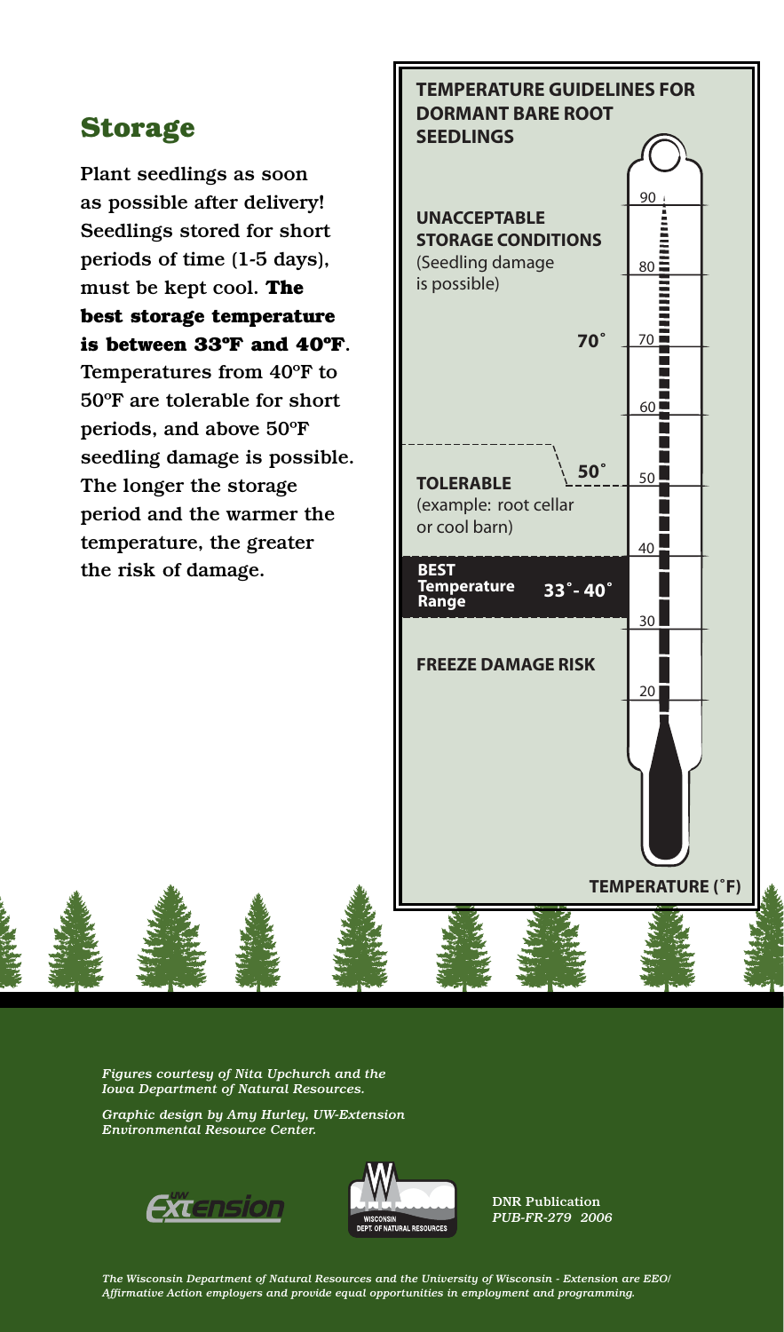## Storage

Plant seedlings as soon as possible after delivery! Seedlings stored for short periods of time (1-5 days), must be kept cool. **The best storage temperature is between 33ºF and 40ºF**. Temperatures from 40ºF to 50ºF are tolerable for short periods, and above 50ºF seedling damage is possible. The longer the storage period and the warmer the temperature, the greater the risk of damage.

**TEMPERATURE GUIDELINES FOR DORMANT BARE ROOT SEEDLINGS**

**UNACCEPTABLE STORAGE CONDITIONS**
(Seedling damage is possible)

**70˚**

**50˚**

**TOLERABLE**
(example: root cellar or cool barn)

**BEST Temperature Range** **33˚- 40˚**

**FREEZE DAMAGE RISK**

90
80
70
60
50
40
30
20

**TEMPERATURE (˚F)**

*Figures courtesy of Nita Upchurch and the Iowa Department of Natural Resources.*

*Graphic design by Amy Hurley, UW-Extension Environmental Resource Center.*

DNR Publication
*PUB-FR-279 2006*

*The Wisconsin Department of Natural Resources and the University of Wisconsin - Extension are EEO/ Affirmative Action employers and provide equal opportunities in employment and programming.*